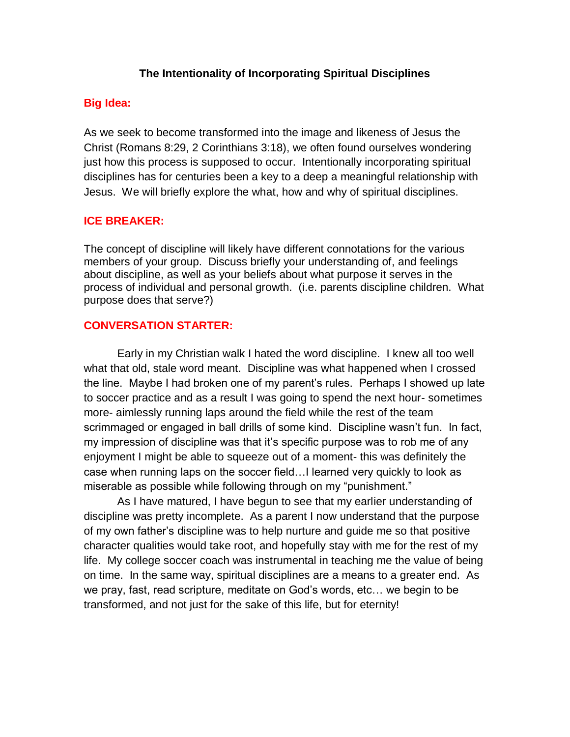# The Intentionality of Incorporating Spiritual Disciplines

## Big Idea:

As we seek to become transformed into the image and likeness of Jesus the Christ (Romans 8:29, 2 Corinthians 3:18), we often found ourselves wondering just how this process is supposed to occur. Intentionally incorporating spiritual disciplines has for centuries been a key to a deep a meaningful relationship with Jesus. We will briefly explore the what, how and why of spiritual disciplines.

## ICE BREAKER:

The concept of discipline will likely have different connotations for the various members of your group. Discuss briefly your understanding of, and feelings about discipline, as well as your beliefs about what purpose it serves in the process of individual and personal growth. (i.e. parents discipline children. What purpose does that serve?)

## CONVERSATION STARTER:

Early in my Christian walk I hated the word discipline. I knew all too well what that old, stale word meant. Discipline was what happened when I crossed the line. Maybe I had broken one of my parent's rules. Perhaps I showed up late to soccer practice and as a result I was going to spend the next hour- sometimes more- aimlessly running laps around the field while the rest of the team scrimmaged or engaged in ball drills of some kind. Discipline wasn't fun. In fact, my impression of discipline was that it's specific purpose was to rob me of any enjoyment I might be able to squeeze out of a moment- this was definitely the case when running laps on the soccer field…I learned very quickly to look as miserable as possible while following through on my "punishment."

As I have matured, I have begun to see that my earlier understanding of discipline was pretty incomplete. As a parent I now understand that the purpose of my own father's discipline was to help nurture and guide me so that positive character qualities would take root, and hopefully stay with me for the rest of my life. My college soccer coach was instrumental in teaching me the value of being on time. In the same way, spiritual disciplines are a means to a greater end. As we pray, fast, read scripture, meditate on God's words, etc… we begin to be transformed, and not just for the sake of this life, but for eternity!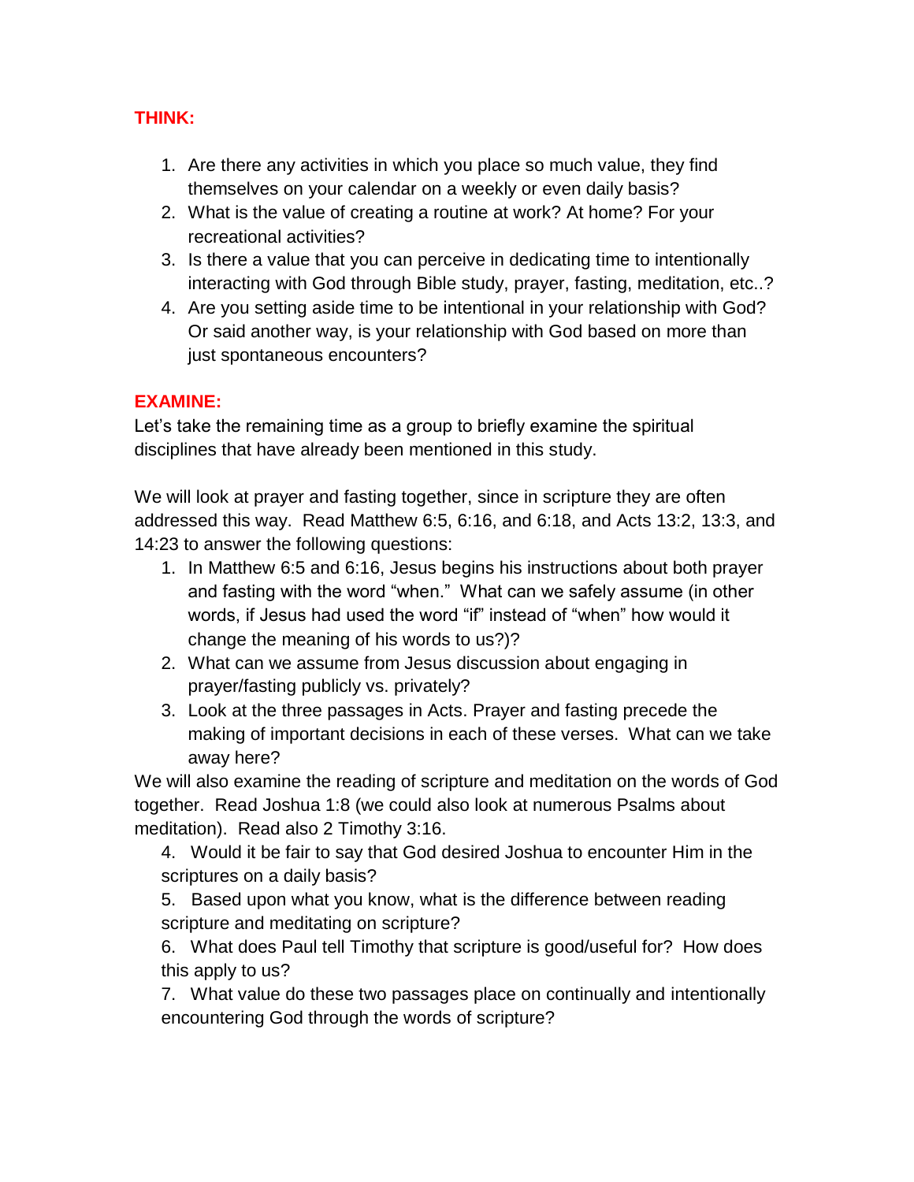**THINK:**

1. Are there any activities in which you place so much value, they find themselves on your calendar on a weekly or even daily basis?
2. What is the value of creating a routine at work? At home? For your recreational activities?
3. Is there a value that you can perceive in dedicating time to intentionally interacting with God through Bible study, prayer, fasting, meditation, etc..?
4. Are you setting aside time to be intentional in your relationship with God? Or said another way, is your relationship with God based on more than just spontaneous encounters?

**EXAMINE:**

Let's take the remaining time as a group to briefly examine the spiritual disciplines that have already been mentioned in this study.

We will look at prayer and fasting together, since in scripture they are often addressed this way. Read Matthew 6:5, 6:16, and 6:18, and Acts 13:2, 13:3, and 14:23 to answer the following questions:

1. In Matthew 6:5 and 6:16, Jesus begins his instructions about both prayer and fasting with the word "when." What can we safely assume (in other words, if Jesus had used the word "if" instead of "when" how would it change the meaning of his words to us?)?
2. What can we assume from Jesus discussion about engaging in prayer/fasting publicly vs. privately?
3. Look at the three passages in Acts. Prayer and fasting precede the making of important decisions in each of these verses. What can we take away here?

We will also examine the reading of scripture and meditation on the words of God together. Read Joshua 1:8 (we could also look at numerous Psalms about meditation). Read also 2 Timothy 3:16.

4. Would it be fair to say that God desired Joshua to encounter Him in the scriptures on a daily basis?
5. Based upon what you know, what is the difference between reading scripture and meditating on scripture?
6. What does Paul tell Timothy that scripture is good/useful for? How does this apply to us?
7. What value do these two passages place on continually and intentionally encountering God through the words of scripture?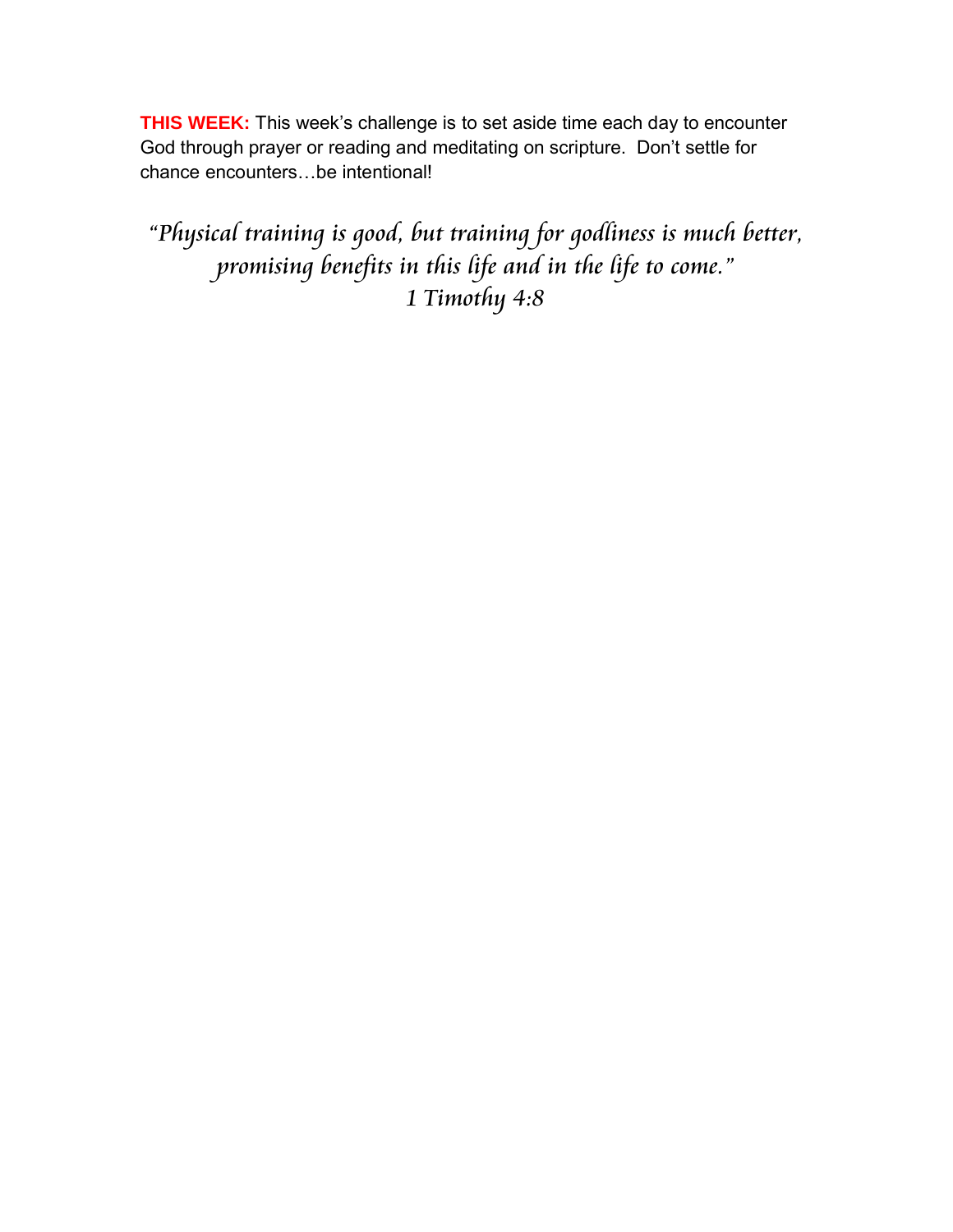**THIS WEEK:** This week's challenge is to set aside time each day to encounter God through prayer or reading and meditating on scripture. Don't settle for chance encounters…be intentional!

*"Physical training is good, but training for godliness is much better, promising benefits in this life and in the life to come."*
*1 Timothy 4:8*